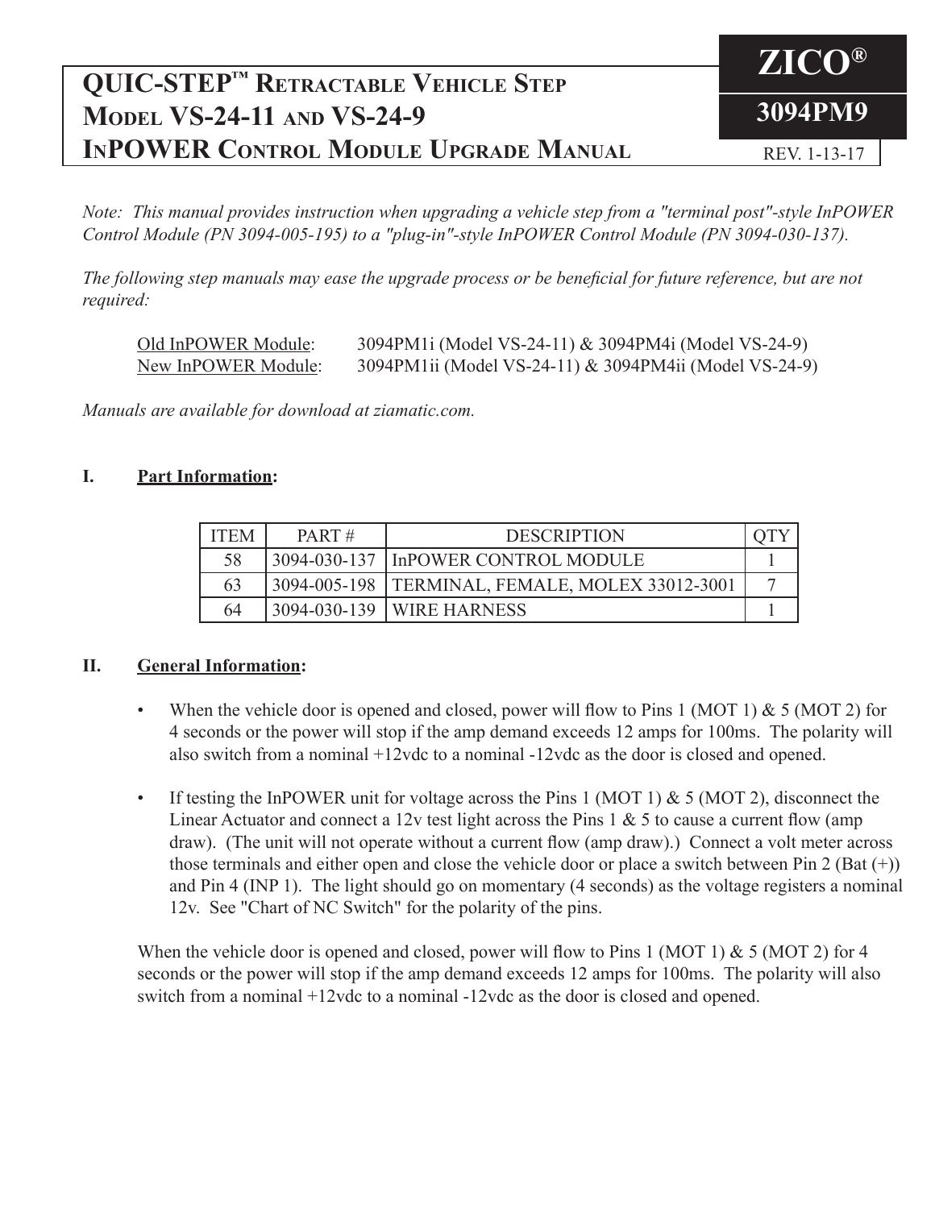# QUIC-STEP™ Retractable Vehicle Step Model VS-24-11 and VS-24-9 InPOWER Control Module Upgrade Manual

**ZICO®**

**3094PM9**

REV. 1-13-17

*Note: This manual provides instruction when upgrading a vehicle step from a "terminal post"-style InPOWER Control Module (PN 3094-005-195) to a "plug-in"-style InPOWER Control Module (PN 3094-030-137).*

*The following step manuals may ease the upgrade process or be beneficial for future reference, but are not required:*

<u>Old InPOWER Module</u>: 3094PM1i (Model VS-24-11) & 3094PM4i (Model VS-24-9)
<u>New InPOWER Module</u>: 3094PM1ii (Model VS-24-11) & 3094PM4ii (Model VS-24-9)

*Manuals are available for download at ziamatic.com.*

## I. Part Information:

| ITEM | PART # | DESCRIPTION | QTY |
|---|---|---|---|
| 58 | 3094-030-137 | InPOWER CONTROL MODULE | 1 |
| 63 | 3094-005-198 | TERMINAL, FEMALE, MOLEX 33012-3001 | 7 |
| 64 | 3094-030-139 | WIRE HARNESS | 1 |

## II. General Information:

- When the vehicle door is opened and closed, power will flow to Pins 1 (MOT 1) & 5 (MOT 2) for 4 seconds or the power will stop if the amp demand exceeds 12 amps for 100ms. The polarity will also switch from a nominal +12vdc to a nominal -12vdc as the door is closed and opened.
- If testing the InPOWER unit for voltage across the Pins 1 (MOT 1) & 5 (MOT 2), disconnect the Linear Actuator and connect a 12v test light across the Pins 1 & 5 to cause a current flow (amp draw). (The unit will not operate without a current flow (amp draw).) Connect a volt meter across those terminals and either open and close the vehicle door or place a switch between Pin 2 (Bat (+)) and Pin 4 (INP 1). The light should go on momentary (4 seconds) as the voltage registers a nominal 12v. See "Chart of NC Switch" for the polarity of the pins.

When the vehicle door is opened and closed, power will flow to Pins 1 (MOT 1) & 5 (MOT 2) for 4 seconds or the power will stop if the amp demand exceeds 12 amps for 100ms. The polarity will also switch from a nominal +12vdc to a nominal -12vdc as the door is closed and opened.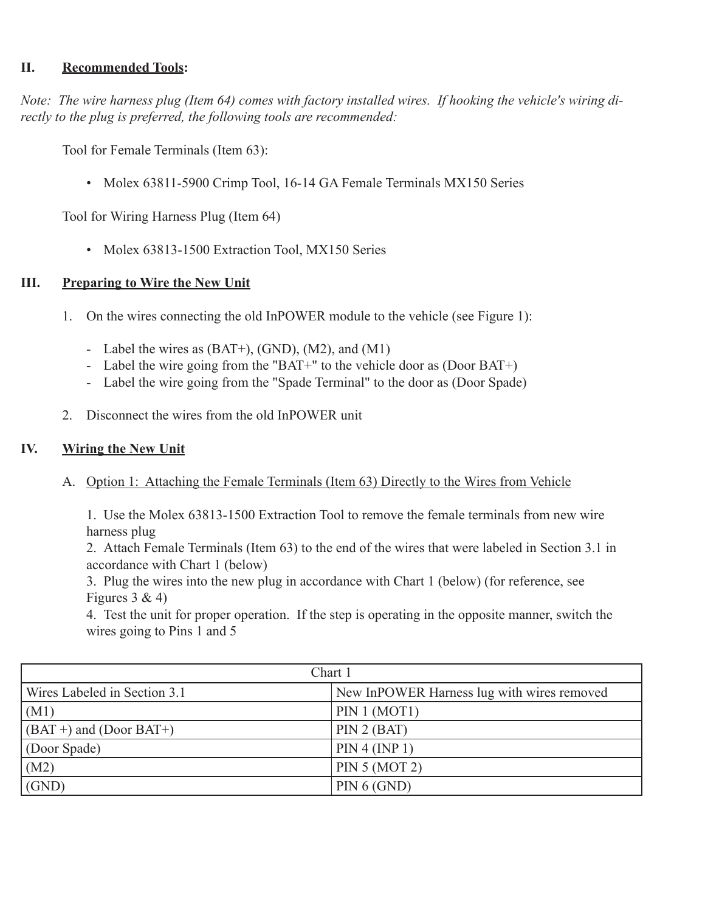## II. <u>Recommended Tools</u>:

*Note: The wire harness plug (Item 64) comes with factory installed wires. If hooking the vehicle's wiring directly to the plug is preferred, the following tools are recommended:*

Tool for Female Terminals (Item 63):

- Molex 63811-5900 Crimp Tool, 16-14 GA Female Terminals MX150 Series

Tool for Wiring Harness Plug (Item 64)

- Molex 63813-1500 Extraction Tool, MX150 Series

## III. <u>Preparing to Wire the New Unit</u>

1. On the wires connecting the old InPOWER module to the vehicle (see Figure 1):
   - Label the wires as (BAT+), (GND), (M2), and (M1)
   - Label the wire going from the "BAT+" to the vehicle door as (Door BAT+)
   - Label the wire going from the "Spade Terminal" to the door as (Door Spade)
2. Disconnect the wires from the old InPOWER unit

## IV. <u>Wiring the New Unit</u>

A. <u>Option 1: Attaching the Female Terminals (Item 63) Directly to the Wires from Vehicle</u>

1. Use the Molex 63813-1500 Extraction Tool to remove the female terminals from new wire harness plug
2. Attach Female Terminals (Item 63) to the end of the wires that were labeled in Section 3.1 in accordance with Chart 1 (below)
3. Plug the wires into the new plug in accordance with Chart 1 (below) (for reference, see Figures 3 & 4)
4. Test the unit for proper operation. If the step is operating in the opposite manner, switch the wires going to Pins 1 and 5

| Chart 1 | |
|---|---|
| Wires Labeled in Section 3.1 | New InPOWER Harness lug with wires removed |
| (M1) | PIN 1 (MOT1) |
| (BAT +) and (Door BAT+) | PIN 2 (BAT) |
| (Door Spade) | PIN 4 (INP 1) |
| (M2) | PIN 5 (MOT 2) |
| (GND) | PIN 6 (GND) |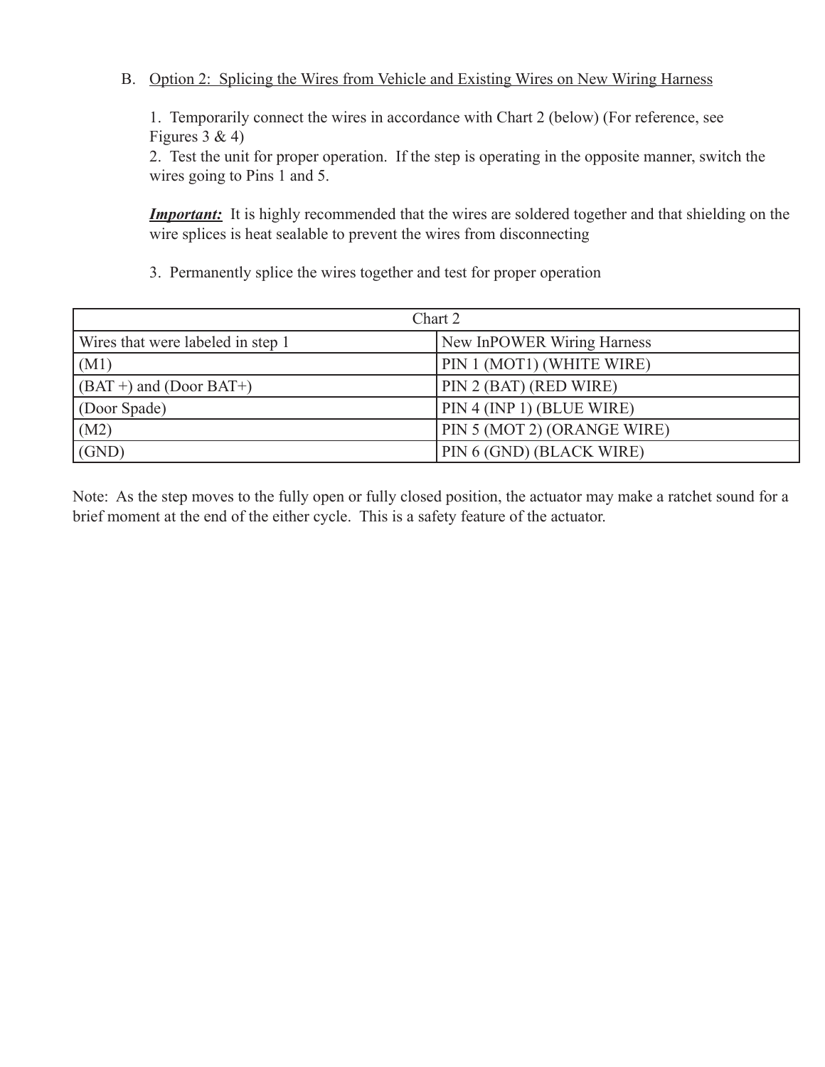B. Option 2: Splicing the Wires from Vehicle and Existing Wires on New Wiring Harness

1. Temporarily connect the wires in accordance with Chart 2 (below) (For reference, see Figures 3 & 4)
2. Test the unit for proper operation. If the step is operating in the opposite manner, switch the wires going to Pins 1 and 5.

***Important:*** It is highly recommended that the wires are soldered together and that shielding on the wire splices is heat sealable to prevent the wires from disconnecting

3. Permanently splice the wires together and test for proper operation

| Chart 2 | |
|---|---|
| Wires that were labeled in step 1 | New InPOWER Wiring Harness |
| (M1) | PIN 1 (MOT1) (WHITE WIRE) |
| (BAT +) and (Door BAT+) | PIN 2 (BAT) (RED WIRE) |
| (Door Spade) | PIN 4 (INP 1) (BLUE WIRE) |
| (M2) | PIN 5 (MOT 2) (ORANGE WIRE) |
| (GND) | PIN 6 (GND) (BLACK WIRE) |

Note: As the step moves to the fully open or fully closed position, the actuator may make a ratchet sound for a brief moment at the end of the either cycle. This is a safety feature of the actuator.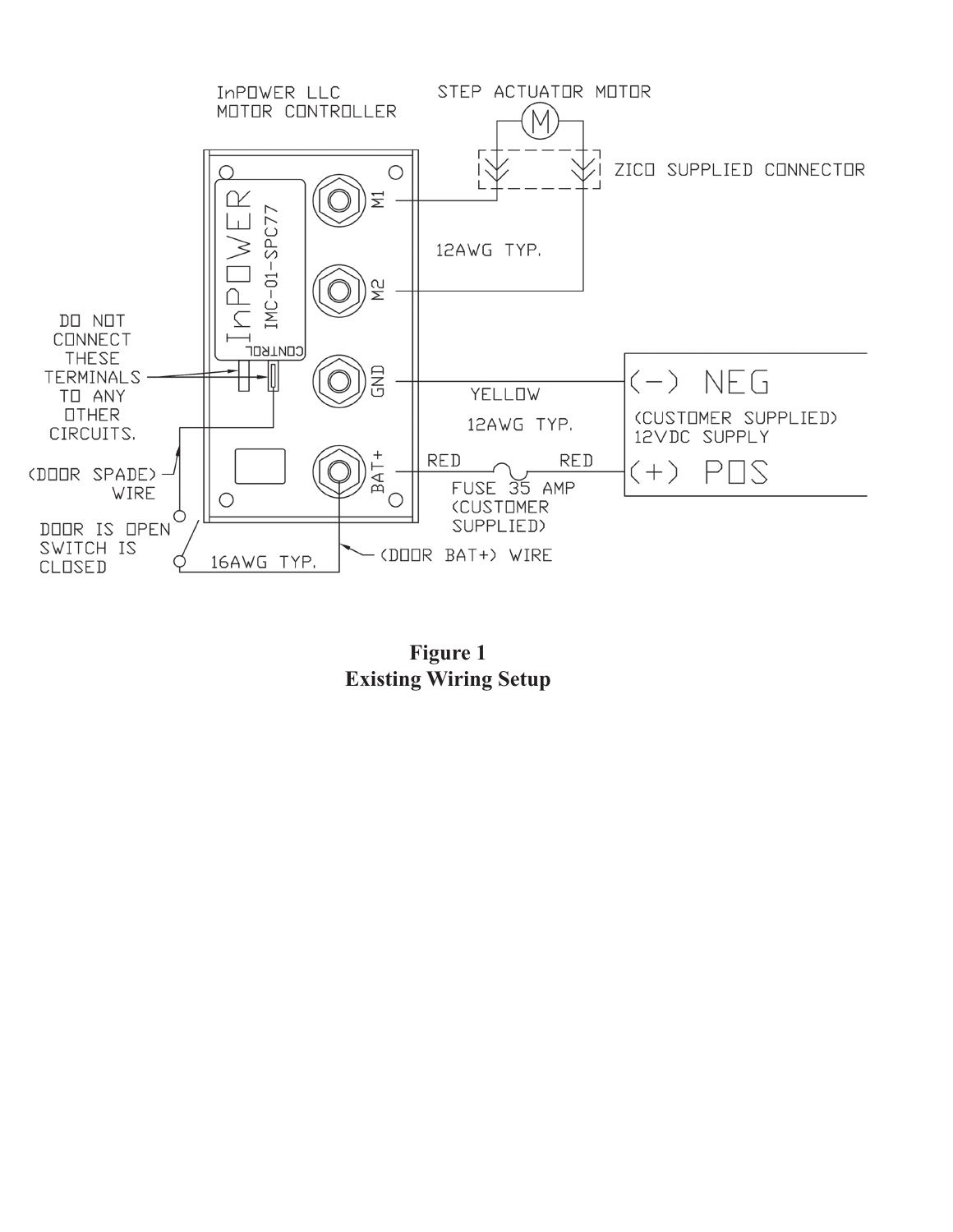**Figure 1**
**Existing Wiring Setup**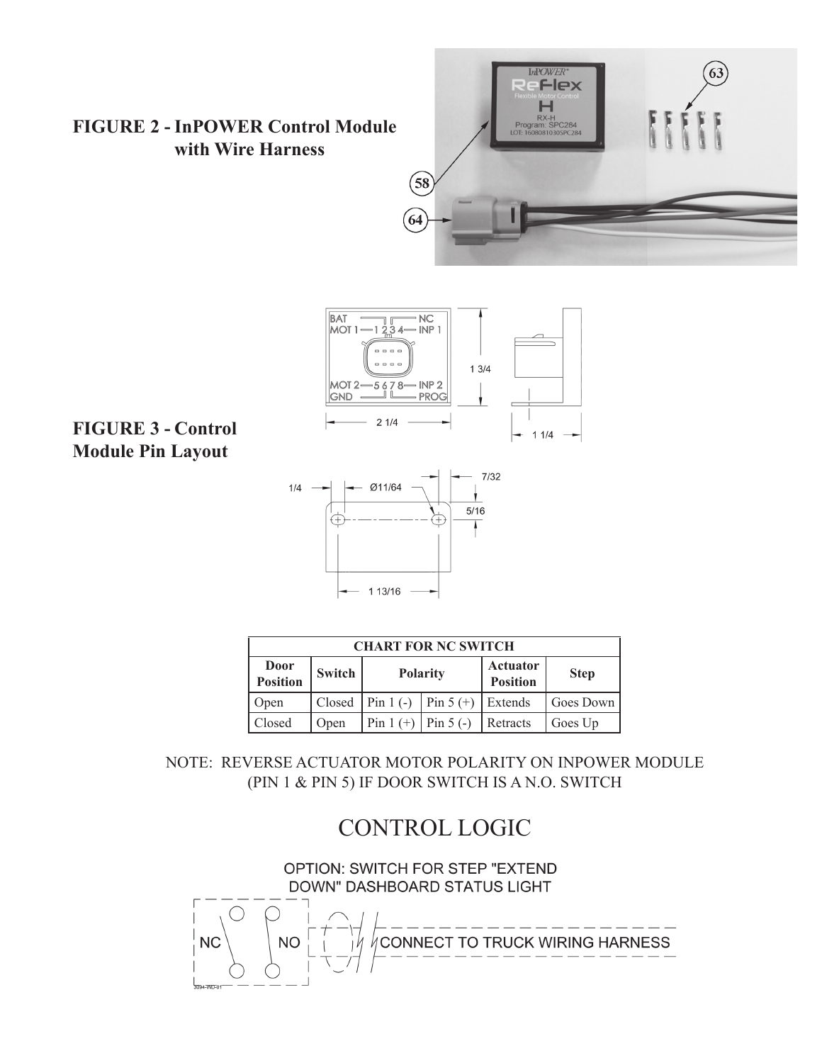**FIGURE 2 - InPOWER Control Module with Wire Harness**

**FIGURE 3 - Control Module Pin Layout**

| CHART FOR NC SWITCH | | | | | |
|---|---|---|---|---|---|
| **Door Position** | **Switch** | **Polarity** | | **Actuator Position** | **Step** |
| Open | Closed | Pin 1 (-) | Pin 5 (+) | Extends | Goes Down |
| Closed | Open | Pin 1 (+) | Pin 5 (-) | Retracts | Goes Up |

NOTE: REVERSE ACTUATOR MOTOR POLARITY ON INPOWER MODULE (PIN 1 & PIN 5) IF DOOR SWITCH IS A N.O. SWITCH

# CONTROL LOGIC

OPTION: SWITCH FOR STEP "EXTEND DOWN" DASHBOARD STATUS LIGHT

NC NO CONNECT TO TRUCK WIRING HARNESS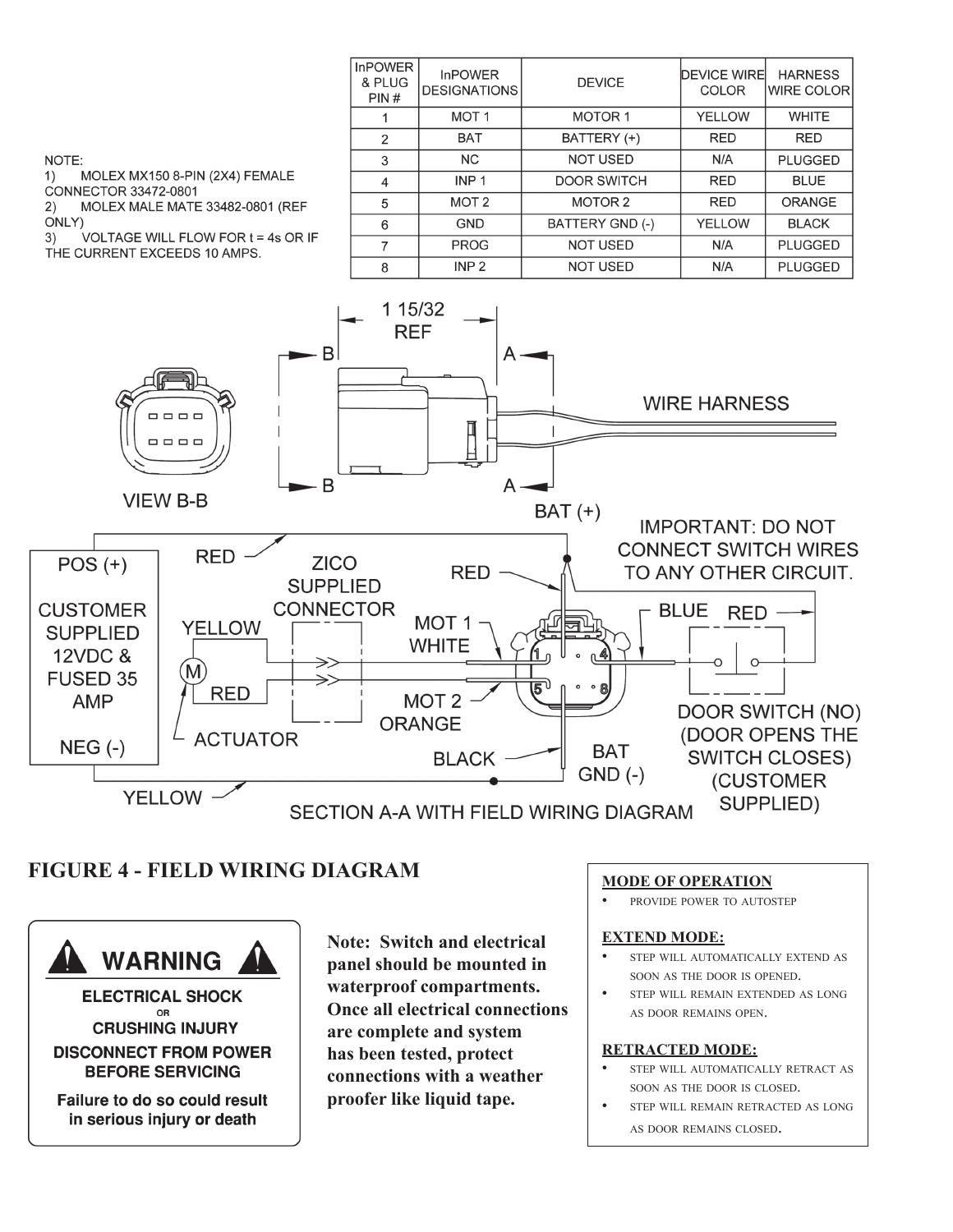NOTE:
1) MOLEX MX150 8-PIN (2X4) FEMALE CONNECTOR 33472-0801
2) MOLEX MALE MATE 33482-0801 (REF ONLY)
3) VOLTAGE WILL FLOW FOR t = 4s OR IF THE CURRENT EXCEEDS 10 AMPS.

| InPOWER & PLUG PIN # | InPOWER DESIGNATIONS | DEVICE | DEVICE WIRE COLOR | HARNESS WIRE COLOR |
|---|---|---|---|---|
| 1 | MOT 1 | MOTOR 1 | YELLOW | WHITE |
| 2 | BAT | BATTERY (+) | RED | RED |
| 3 | NC | NOT USED | N/A | PLUGGED |
| 4 | INP 1 | DOOR SWITCH | RED | BLUE |
| 5 | MOT 2 | MOTOR 2 | RED | ORANGE |
| 6 | GND | BATTERY GND (-) | YELLOW | BLACK |
| 7 | PROG | NOT USED | N/A | PLUGGED |
| 8 | INP 2 | NOT USED | N/A | PLUGGED |

1 15/32 REF

WIRE HARNESS

VIEW B-B

BAT (+)

IMPORTANT: DO NOT CONNECT SWITCH WIRES TO ANY OTHER CIRCUIT.

POS (+)

CUSTOMER SUPPLIED 12VDC & FUSED 35 AMP

NEG (-)

RED

ZICO SUPPLIED CONNECTOR

YELLOW

RED

ACTUATOR

MOT 1 WHITE

MOT 2 ORANGE

BLACK

BLUE

RED

DOOR SWITCH (NO) (DOOR OPENS THE SWITCH CLOSES) (CUSTOMER SUPPLIED)

BAT GND (-)

YELLOW

SECTION A-A WITH FIELD WIRING DIAGRAM

## FIGURE 4 - FIELD WIRING DIAGRAM

**WARNING**

**ELECTRICAL SHOCK OR CRUSHING INJURY**

**DISCONNECT FROM POWER BEFORE SERVICING**

**Failure to do so could result in serious injury or death**

**Note: Switch and electrical panel should be mounted in waterproof compartments. Once all electrical connections are complete and system has been tested, protect connections with a weather proofer like liquid tape.**

**MODE OF OPERATION**

- PROVIDE POWER TO AUTOSTEP

**EXTEND MODE:**

- STEP WILL AUTOMATICALLY EXTEND AS SOON AS THE DOOR IS OPENED.
- STEP WILL REMAIN EXTENDED AS LONG AS DOOR REMAINS OPEN.

**RETRACTED MODE:**

- STEP WILL AUTOMATICALLY RETRACT AS SOON AS THE DOOR IS CLOSED.
- STEP WILL REMAIN RETRACTED AS LONG AS DOOR REMAINS CLOSED.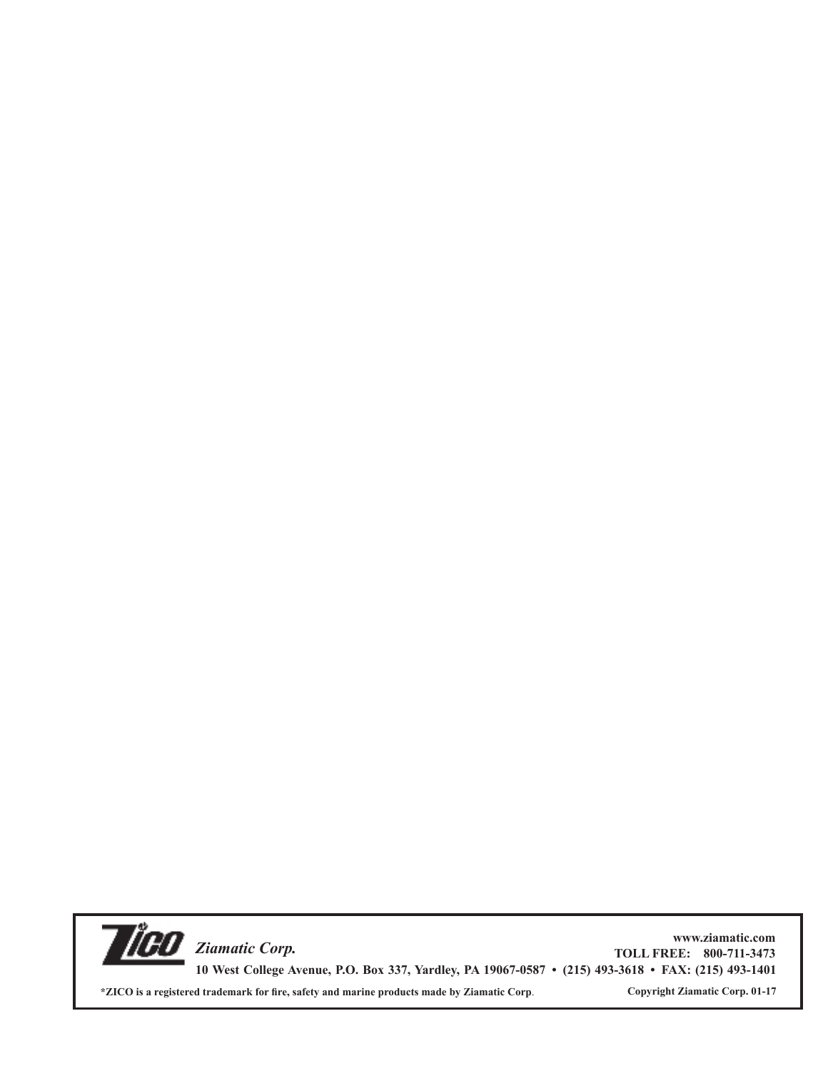ZICO

*Ziamatic Corp.*

**www.ziamatic.com**

**TOLL FREE: 800-711-3473**

**10 West College Avenue, P.O. Box 337, Yardley, PA 19067-0587 • (215) 493-3618 • FAX: (215) 493-1401**

**\*ZICO is a registered trademark for fire, safety and marine products made by Ziamatic Corp.**

**Copyright Ziamatic Corp. 01-17**